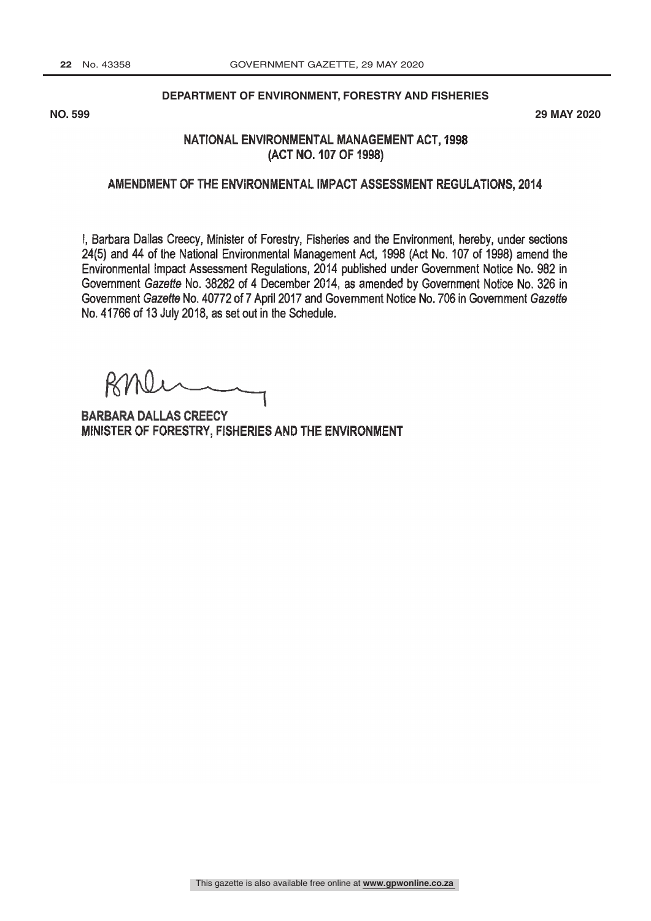**DEPARTMENT OF ENVIRONMENT, FORESTRY AND FISHERIES**

**NO. 599** **29 MAY 2020**

## NATIONAL ENVIRONMENTAL MANAGEMENT ACT, 1998 (ACT NO. 107 OF 1998)

## AMENDMENT OF THE ENVIRONMENTAL IMPACT ASSESSMENT REGULATIONS, 2014

I, Barbara Dallas Creecy, Minister of Forestry, Fisheries and the Environment, hereby, under sections 24(5) and 44 of the National Environmental Management Act, 1998 (Act No. 107 of 1998) amend the Environmental Impact Assessment Regulations, 2014 published under Government Notice No. 982 in Government *Gazette* No. 38282 of 4 December 2014, as amended by Government Notice No. 326 in Government *Gazette* No. 40772 of 7 April 2017 and Government Notice No. 706 in Government *Gazette* No. 41766 of 13 July 2018, as set out in the Schedule.

**BARBARA DALLAS CREECY**
**MINISTER OF FORESTRY, FISHERIES AND THE ENVIRONMENT**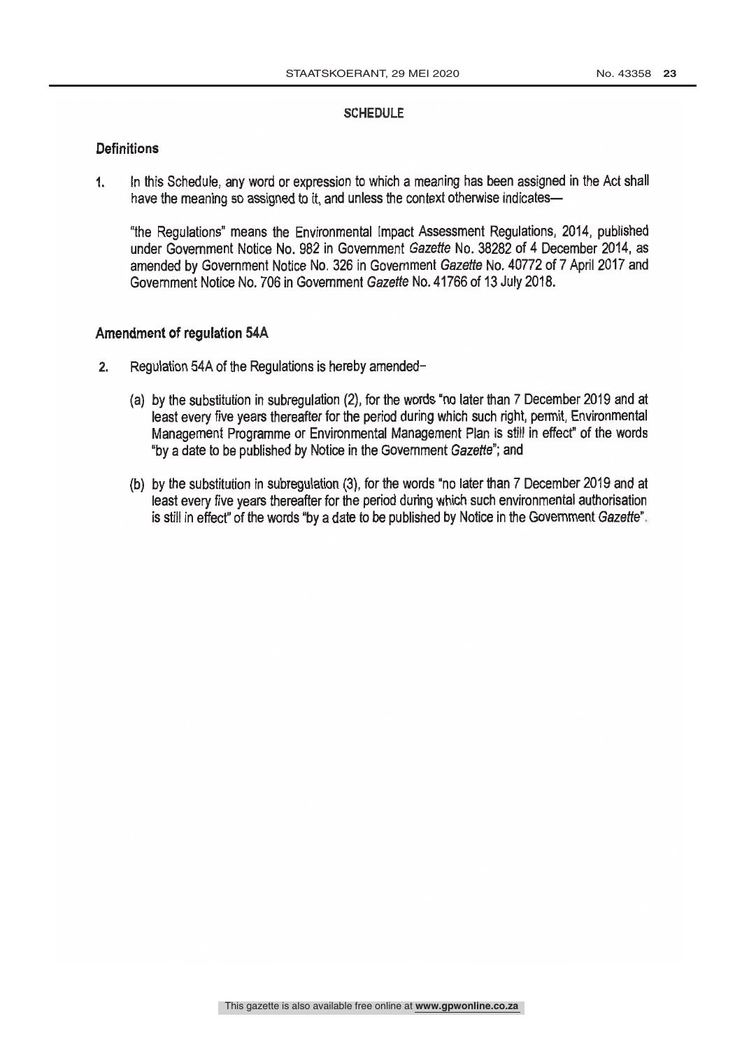## SCHEDULE

### Definitions

1. In this Schedule, any word or expression to which a meaning has been assigned in the Act shall have the meaning so assigned to it, and unless the context otherwise indicates—

   "the Regulations" means the Environmental Impact Assessment Regulations, 2014, published under Government Notice No. 982 in Government *Gazette* No. 38282 of 4 December 2014, as amended by Government Notice No. 326 in Government *Gazette* No. 40772 of 7 April 2017 and Government Notice No. 706 in Government *Gazette* No. 41766 of 13 July 2018.

### Amendment of regulation 54A

2. Regulation 54A of the Regulations is hereby amended–

   (a) by the substitution in subregulation (2), for the words "no later than 7 December 2019 and at least every five years thereafter for the period during which such right, permit, Environmental Management Programme or Environmental Management Plan is still in effect" of the words "by a date to be published by Notice in the Government *Gazette*"; and

   (b) by the substitution in subregulation (3), for the words "no later than 7 December 2019 and at least every five years thereafter for the period during which such environmental authorisation is still in effect" of the words "by a date to be published by Notice in the Government *Gazette*".